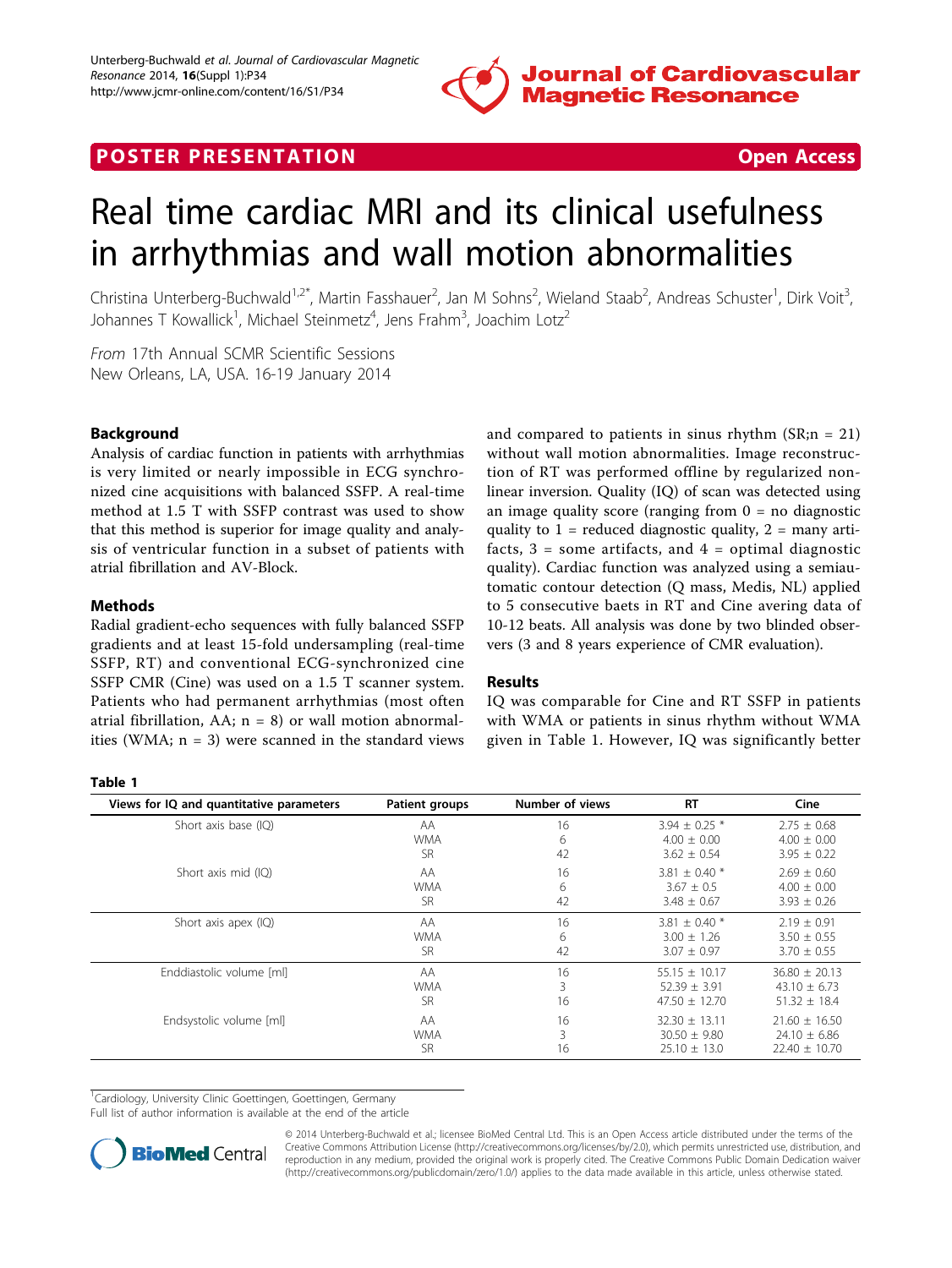POSTER PRESENTATION

Open Access

# Real time cardiac MRI and its clinical usefulness in arrhythmias and wall motion abnormalities

Christina Unterberg-Buchwald[1,2*], Martin Fasshauer[2], Jan M Sohns[2], Wieland Staab[2], Andreas Schuster[1], Dirk Voit[3], Johannes T Kowallick[1], Michael Steinmetz[4], Jens Frahm[3], Joachim Lotz[2]

*From* 17th Annual SCMR Scientific Sessions
New Orleans, LA, USA. 16-19 January 2014

## Background

Analysis of cardiac function in patients with arrhythmias is very limited or nearly impossible in ECG synchronized cine acquisitions with balanced SSFP. A real-time method at 1.5 T with SSFP contrast was used to show that this method is superior for image quality and analysis of ventricular function in a subset of patients with atrial fibrillation and AV-Block.

## Methods

Radial gradient-echo sequences with fully balanced SSFP gradients and at least 15-fold undersampling (real-time SSFP, RT) and conventional ECG-synchronized cine SSFP CMR (Cine) was used on a 1.5 T scanner system. Patients who had permanent arrhythmias (most often atrial fibrillation, AA; n = 8) or wall motion abnormalities (WMA; n = 3) were scanned in the standard views and compared to patients in sinus rhythm (SR;n = 21) without wall motion abnormalities. Image reconstruction of RT was performed offline by regularized nonlinear inversion. Quality (IQ) of scan was detected using an image quality score (ranging from 0 = no diagnostic quality to 1 = reduced diagnostic quality, 2 = many artifacts, 3 = some artifacts, and 4 = optimal diagnostic quality). Cardiac function was analyzed using a semiautomatic contour detection (Q mass, Medis, NL) applied to 5 consecutive baets in RT and Cine avering data of 10-12 beats. All analysis was done by two blinded observers (3 and 8 years experience of CMR evaluation).

## Results

IQ was comparable for Cine and RT SSFP in patients with WMA or patients in sinus rhythm without WMA given in Table 1. However, IQ was significantly better

**Table 1**

| Views for IQ and quantitative parameters | Patient groups | Number of views | RT | Cine |
|---|---|---|---|---|
| Short axis base (IQ) | AA | 16 | 3.94 ± 0.25 * | 2.75 ± 0.68 |
| | WMA | 6 | 4.00 ± 0.00 | 4.00 ± 0.00 |
| | SR | 42 | 3.62 ± 0.54 | 3.95 ± 0.22 |
| Short axis mid (IQ) | AA | 16 | 3.81 ± 0.40 * | 2.69 ± 0.60 |
| | WMA | 6 | 3.67 ± 0.5 | 4.00 ± 0.00 |
| | SR | 42 | 3.48 ± 0.67 | 3.93 ± 0.26 |
| Short axis apex (IQ) | AA | 16 | 3.81 ± 0.40 * | 2.19 ± 0.91 |
| | WMA | 6 | 3.00 ± 1.26 | 3.50 ± 0.55 |
| | SR | 42 | 3.07 ± 0.97 | 3.70 ± 0.55 |
| Enddiastolic volume [ml] | AA | 16 | 55.15 ± 10.17 | 36.80 ± 20.13 |
| | WMA | 3 | 52.39 ± 3.91 | 43.10 ± 6.73 |
| | SR | 16 | 47.50 ± 12.70 | 51.32 ± 18.4 |
| Endsystolic volume [ml] | AA | 16 | 32.30 ± 13.11 | 21.60 ± 16.50 |
| | WMA | 3 | 30.50 ± 9.80 | 24.10 ± 6.86 |
| | SR | 16 | 25.10 ± 13.0 | 22.40 ± 10.70 |

[1]Cardiology, University Clinic Goettingen, Goettingen, Germany
Full list of author information is available at the end of the article

© 2014 Unterberg-Buchwald et al.; licensee BioMed Central Ltd. This is an Open Access article distributed under the terms of the Creative Commons Attribution License (http://creativecommons.org/licenses/by/2.0), which permits unrestricted use, distribution, and reproduction in any medium, provided the original work is properly cited. The Creative Commons Public Domain Dedication waiver (http://creativecommons.org/publicdomain/zero/1.0/) applies to the data made available in this article, unless otherwise stated.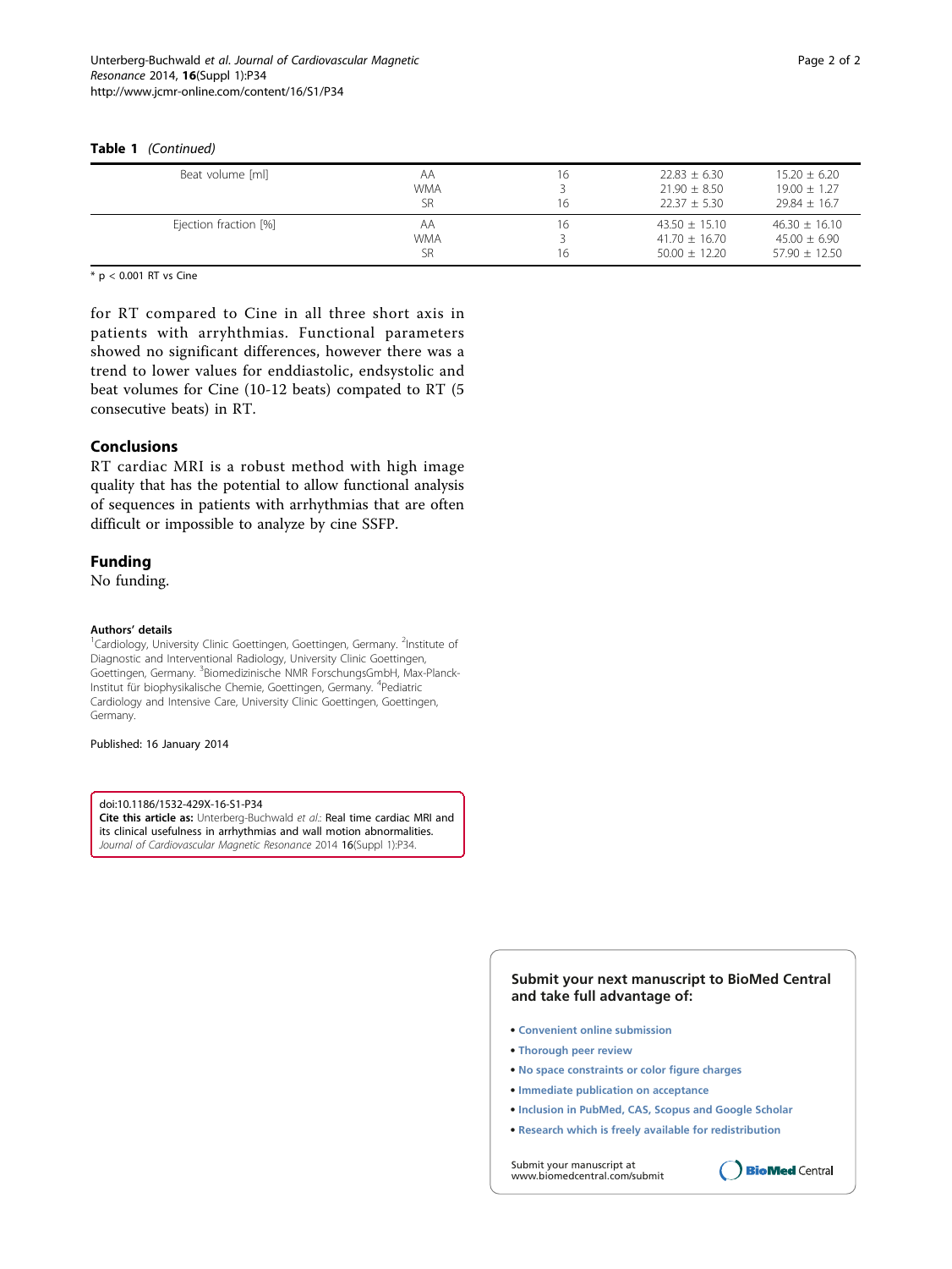**Table 1** *(Continued)*

| | | | | |
|---|---|---|---|---|
| Beat volume [ml] | AA | 16 | 22.83 ± 6.30 | 15.20 ± 6.20 |
| | WMA | 3 | 21.90 ± 8.50 | 19.00 ± 1.27 |
| | SR | 16 | 22.37 ± 5.30 | 29.84 ± 16.7 |
| Ejection fraction [%] | AA | 16 | 43.50 ± 15.10 | 46.30 ± 16.10 |
| | WMA | 3 | 41.70 ± 16.70 | 45.00 ± 6.90 |
| | SR | 16 | 50.00 ± 12.20 | 57.90 ± 12.50 |

* $p < 0.001$ RT vs Cine

for RT compared to Cine in all three short axis in patients with arryhthmias. Functional parameters showed no significant differences, however there was a trend to lower values for enddiastolic, endsystolic and beat volumes for Cine (10-12 beats) compated to RT (5 consecutive beats) in RT.

## Conclusions

RT cardiac MRI is a robust method with high image quality that has the potential to allow functional analysis of sequences in patients with arrhythmias that are often difficult or impossible to analyze by cine SSFP.

## Funding

No funding.

#### Authors' details

[1]Cardiology, University Clinic Goettingen, Goettingen, Germany. [2]Institute of Diagnostic and Interventional Radiology, University Clinic Goettingen, Goettingen, Germany. [3]Biomedizinische NMR ForschungsGmbH, Max-Planck-Institut für biophysikalische Chemie, Goettingen, Germany. [4]Pediatric Cardiology and Intensive Care, University Clinic Goettingen, Goettingen, Germany.

Published: 16 January 2014

doi:10.1186/1532-429X-16-S1-P34

**Cite this article as:** Unterberg-Buchwald *et al.*: Real time cardiac MRI and its clinical usefulness in arrhythmias and wall motion abnormalities. *Journal of Cardiovascular Magnetic Resonance* 2014 **16**(Suppl 1):P34.

**Submit your next manuscript to BioMed Central and take full advantage of:**

- Convenient online submission
- Thorough peer review
- No space constraints or color figure charges
- Immediate publication on acceptance
- Inclusion in PubMed, CAS, Scopus and Google Scholar
- Research which is freely available for redistribution

Submit your manuscript at www.biomedcentral.com/submit